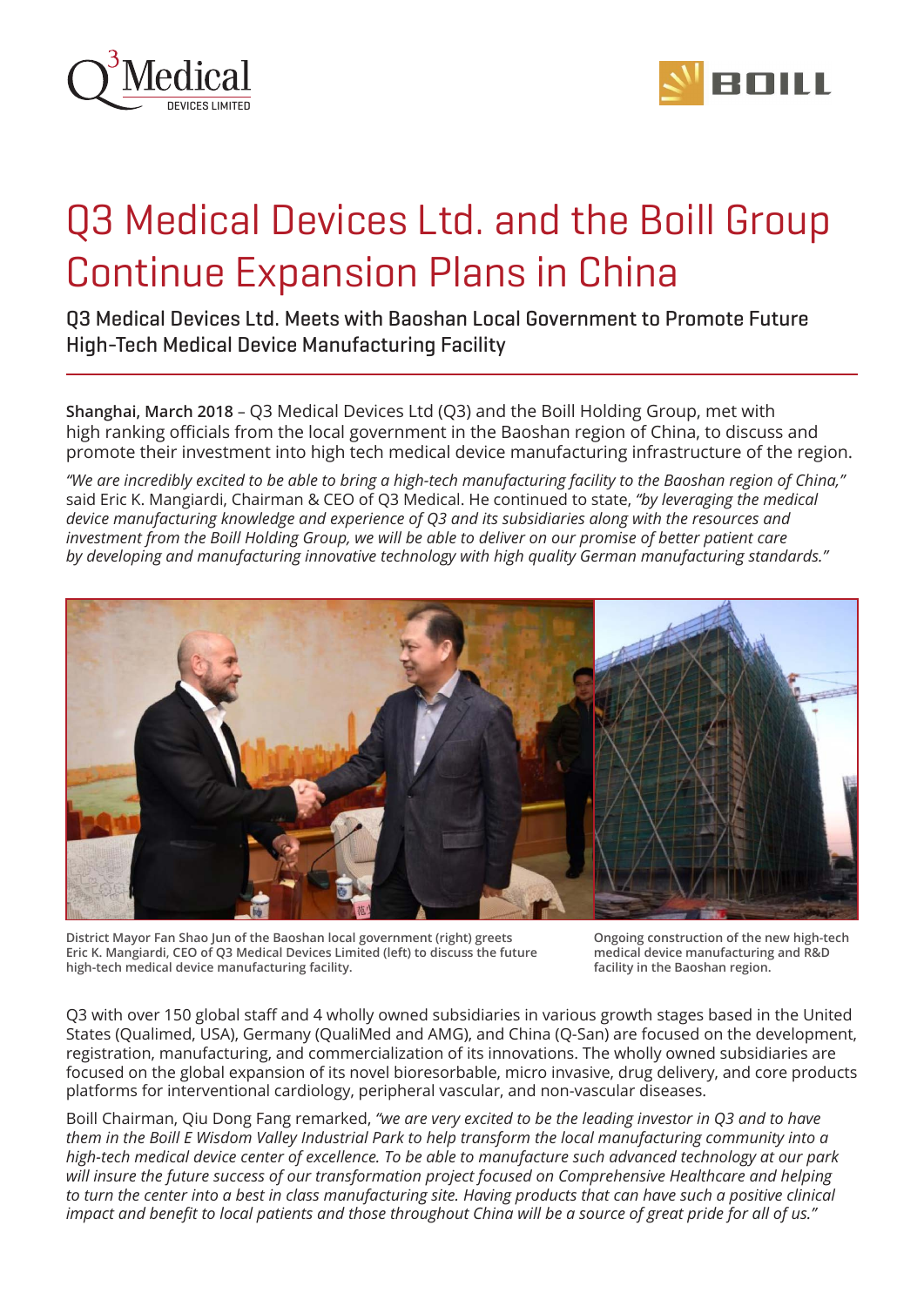# Q3 Medical Devices Ltd. and the Boill Group Continue Expansion Plans in China

## Q3 Medical Devices Ltd. Meets with Baoshan Local Government to Promote Future High-Tech Medical Device Manufacturing Facility

**Shanghai, March 2018** – Q3 Medical Devices Ltd (Q3) and the Boill Holding Group, met with high ranking officials from the local government in the Baoshan region of China, to discuss and promote their investment into high tech medical device manufacturing infrastructure of the region.

*"We are incredibly excited to be able to bring a high-tech manufacturing facility to the Baoshan region of China,"* said Eric K. Mangiardi, Chairman & CEO of Q3 Medical. He continued to state, *"by leveraging the medical device manufacturing knowledge and experience of Q3 and its subsidiaries along with the resources and investment from the Boill Holding Group, we will be able to deliver on our promise of better patient care by developing and manufacturing innovative technology with high quality German manufacturing standards."*

District Mayor Fan Shao Jun of the Baoshan local government (right) greets Eric K. Mangiardi, CEO of Q3 Medical Devices Limited (left) to discuss the future high-tech medical device manufacturing facility.

Ongoing construction of the new high-tech medical device manufacturing and R&D facility in the Baoshan region.

Q3 with over 150 global staff and 4 wholly owned subsidiaries in various growth stages based in the United States (Qualimed, USA), Germany (QualiMed and AMG), and China (Q-San) are focused on the development, registration, manufacturing, and commercialization of its innovations. The wholly owned subsidiaries are focused on the global expansion of its novel bioresorbable, micro invasive, drug delivery, and core products platforms for interventional cardiology, peripheral vascular, and non-vascular diseases.

Boill Chairman, Qiu Dong Fang remarked, *"we are very excited to be the leading investor in Q3 and to have them in the Boill E Wisdom Valley Industrial Park to help transform the local manufacturing community into a high-tech medical device center of excellence. To be able to manufacture such advanced technology at our park will insure the future success of our transformation project focused on Comprehensive Healthcare and helping to turn the center into a best in class manufacturing site. Having products that can have such a positive clinical impact and benefit to local patients and those throughout China will be a source of great pride for all of us."*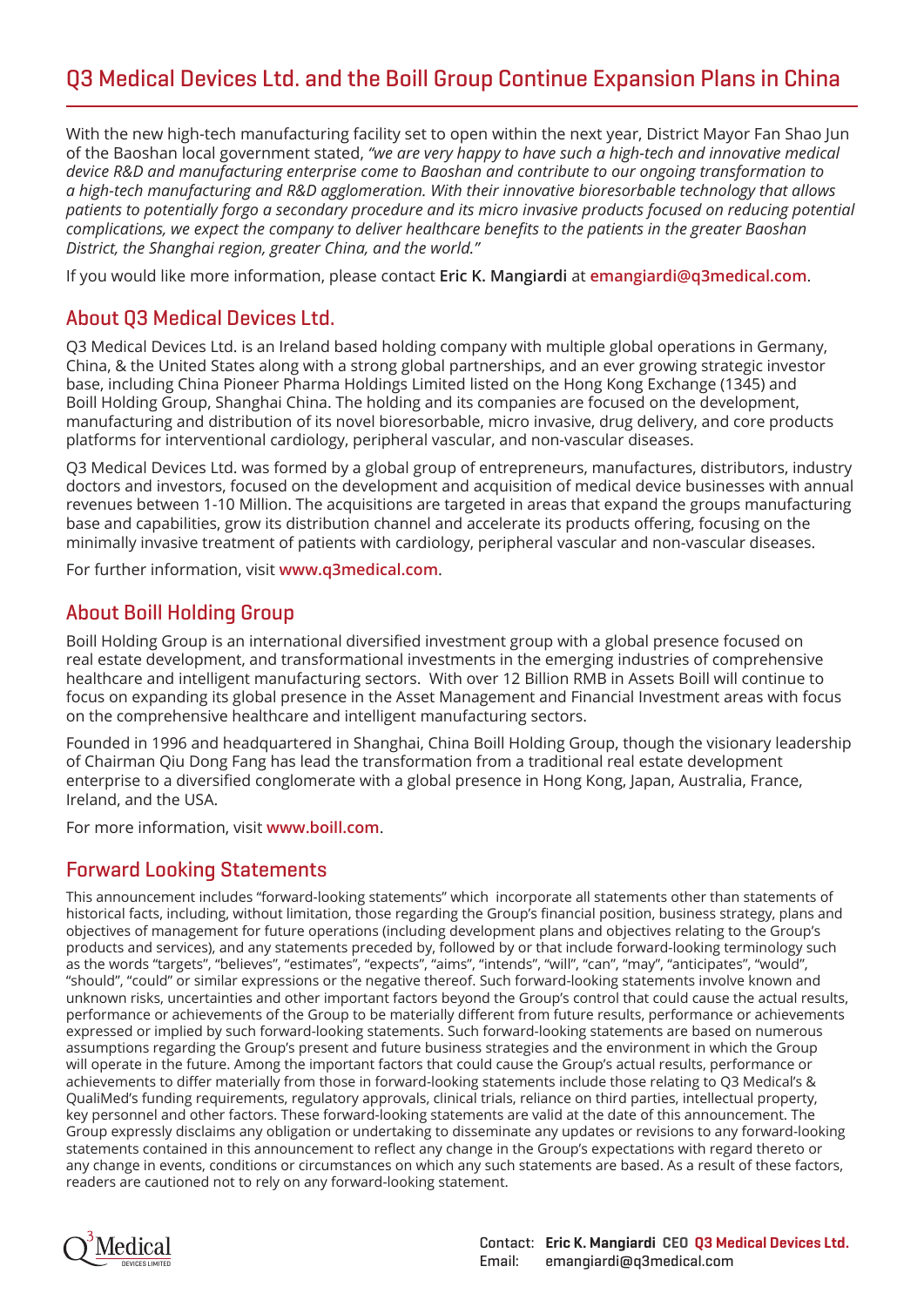# Q3 Medical Devices Ltd. and the Boill Group Continue Expansion Plans in China

With the new high-tech manufacturing facility set to open within the next year, District Mayor Fan Shao Jun of the Baoshan local government stated, *"we are very happy to have such a high-tech and innovative medical device R&D and manufacturing enterprise come to Baoshan and contribute to our ongoing transformation to a high-tech manufacturing and R&D agglomeration. With their innovative bioresorbable technology that allows patients to potentially forgo a secondary procedure and its micro invasive products focused on reducing potential complications, we expect the company to deliver healthcare benefits to the patients in the greater Baoshan District, the Shanghai region, greater China, and the world."*

If you would like more information, please contact **Eric K. Mangiardi** at **emangiardi@q3medical.com**.

## About Q3 Medical Devices Ltd.

Q3 Medical Devices Ltd. is an Ireland based holding company with multiple global operations in Germany, China, & the United States along with a strong global partnerships, and an ever growing strategic investor base, including China Pioneer Pharma Holdings Limited listed on the Hong Kong Exchange (1345) and Boill Holding Group, Shanghai China. The holding and its companies are focused on the development, manufacturing and distribution of its novel bioresorbable, micro invasive, drug delivery, and core products platforms for interventional cardiology, peripheral vascular, and non-vascular diseases.

Q3 Medical Devices Ltd. was formed by a global group of entrepreneurs, manufactures, distributors, industry doctors and investors, focused on the development and acquisition of medical device businesses with annual revenues between 1-10 Million. The acquisitions are targeted in areas that expand the groups manufacturing base and capabilities, grow its distribution channel and accelerate its products offering, focusing on the minimally invasive treatment of patients with cardiology, peripheral vascular and non-vascular diseases.

For further information, visit **www.q3medical.com**.

## About Boill Holding Group

Boill Holding Group is an international diversified investment group with a global presence focused on real estate development, and transformational investments in the emerging industries of comprehensive healthcare and intelligent manufacturing sectors. With over 12 Billion RMB in Assets Boill will continue to focus on expanding its global presence in the Asset Management and Financial Investment areas with focus on the comprehensive healthcare and intelligent manufacturing sectors.

Founded in 1996 and headquartered in Shanghai, China Boill Holding Group, though the visionary leadership of Chairman Qiu Dong Fang has lead the transformation from a traditional real estate development enterprise to a diversified conglomerate with a global presence in Hong Kong, Japan, Australia, France, Ireland, and the USA.

For more information, visit **www.boill.com**.

## Forward Looking Statements

This announcement includes "forward-looking statements" which incorporate all statements other than statements of historical facts, including, without limitation, those regarding the Group's financial position, business strategy, plans and objectives of management for future operations (including development plans and objectives relating to the Group's products and services), and any statements preceded by, followed by or that include forward-looking terminology such as the words "targets", "believes", "estimates", "expects", "aims", "intends", "will", "can", "may", "anticipates", "would", "should", "could" or similar expressions or the negative thereof. Such forward-looking statements involve known and unknown risks, uncertainties and other important factors beyond the Group's control that could cause the actual results, performance or achievements of the Group to be materially different from future results, performance or achievements expressed or implied by such forward-looking statements. Such forward-looking statements are based on numerous assumptions regarding the Group's present and future business strategies and the environment in which the Group will operate in the future. Among the important factors that could cause the Group's actual results, performance or achievements to differ materially from those in forward-looking statements include those relating to Q3 Medical's & QualiMed's funding requirements, regulatory approvals, clinical trials, reliance on third parties, intellectual property, key personnel and other factors. These forward-looking statements are valid at the date of this announcement. The Group expressly disclaims any obligation or undertaking to disseminate any updates or revisions to any forward-looking statements contained in this announcement to reflect any change in the Group's expectations with regard thereto or any change in events, conditions or circumstances on which any such statements are based. As a result of these factors, readers are cautioned not to rely on any forward-looking statement.

Contact: **Eric K. Mangiardi CEO Q3 Medical Devices Ltd.**
Email: emangiardi@q3medical.com